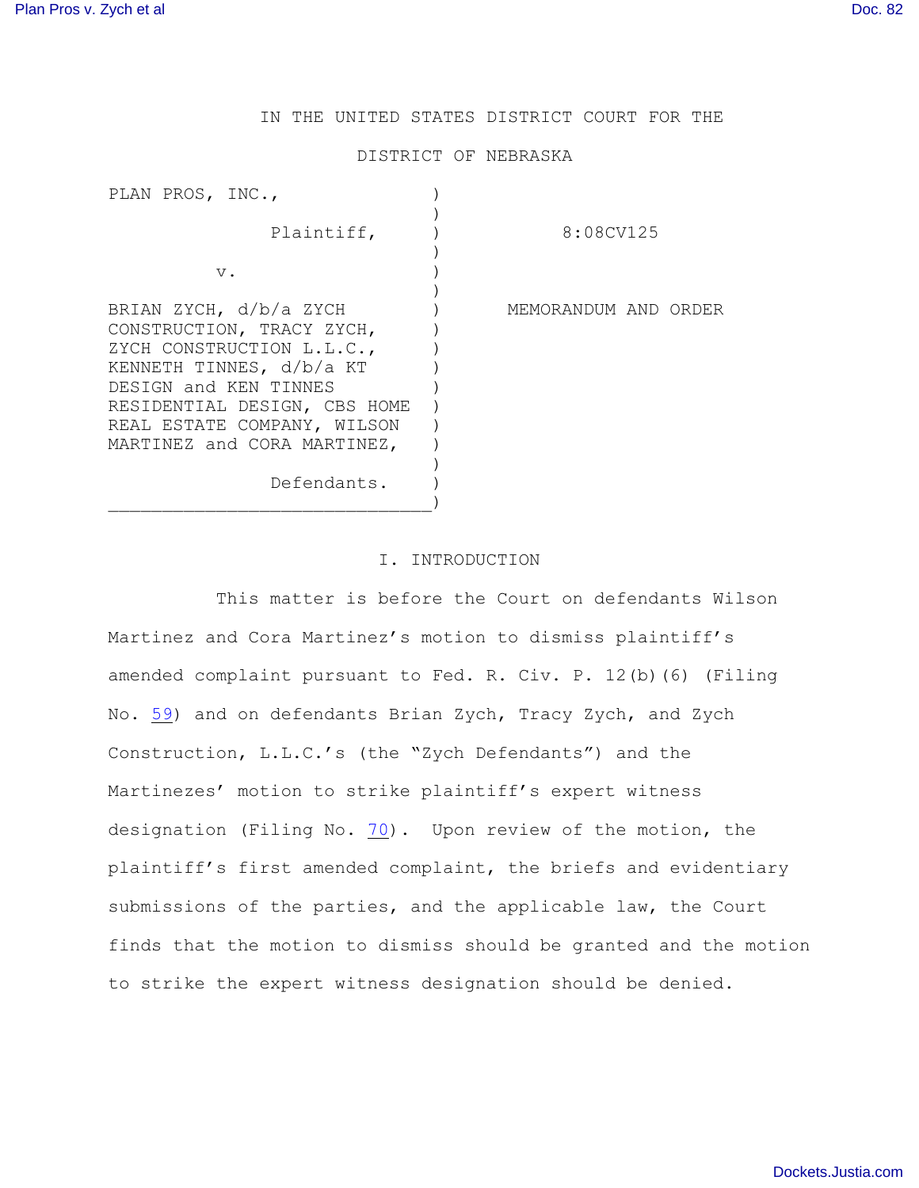IN THE UNITED STATES DISTRICT COURT FOR THE

DISTRICT OF NEBRASKA

| | |
|---|---|
| PLAN PROS, INC., Plaintiff, | 8:08CV125 |
| v. | |
| BRIAN ZYCH, d/b/a ZYCH CONSTRUCTION, TRACY ZYCH, ZYCH CONSTRUCTION L.L.C., KENNETH TINNES, d/b/a KT DESIGN and KEN TINNES RESIDENTIAL DESIGN, CBS HOME REAL ESTATE COMPANY, WILSON MARTINEZ and CORA MARTINEZ, Defendants. | MEMORANDUM AND ORDER |

## I. INTRODUCTION

This matter is before the Court on defendants Wilson Martinez and Cora Martinez's motion to dismiss plaintiff's amended complaint pursuant to Fed. R. Civ. P. 12(b)(6) (Filing No. 59) and on defendants Brian Zych, Tracy Zych, and Zych Construction, L.L.C.'s (the "Zych Defendants") and the Martinezes' motion to strike plaintiff's expert witness designation (Filing No. 70). Upon review of the motion, the plaintiff's first amended complaint, the briefs and evidentiary submissions of the parties, and the applicable law, the Court finds that the motion to dismiss should be granted and the motion to strike the expert witness designation should be denied.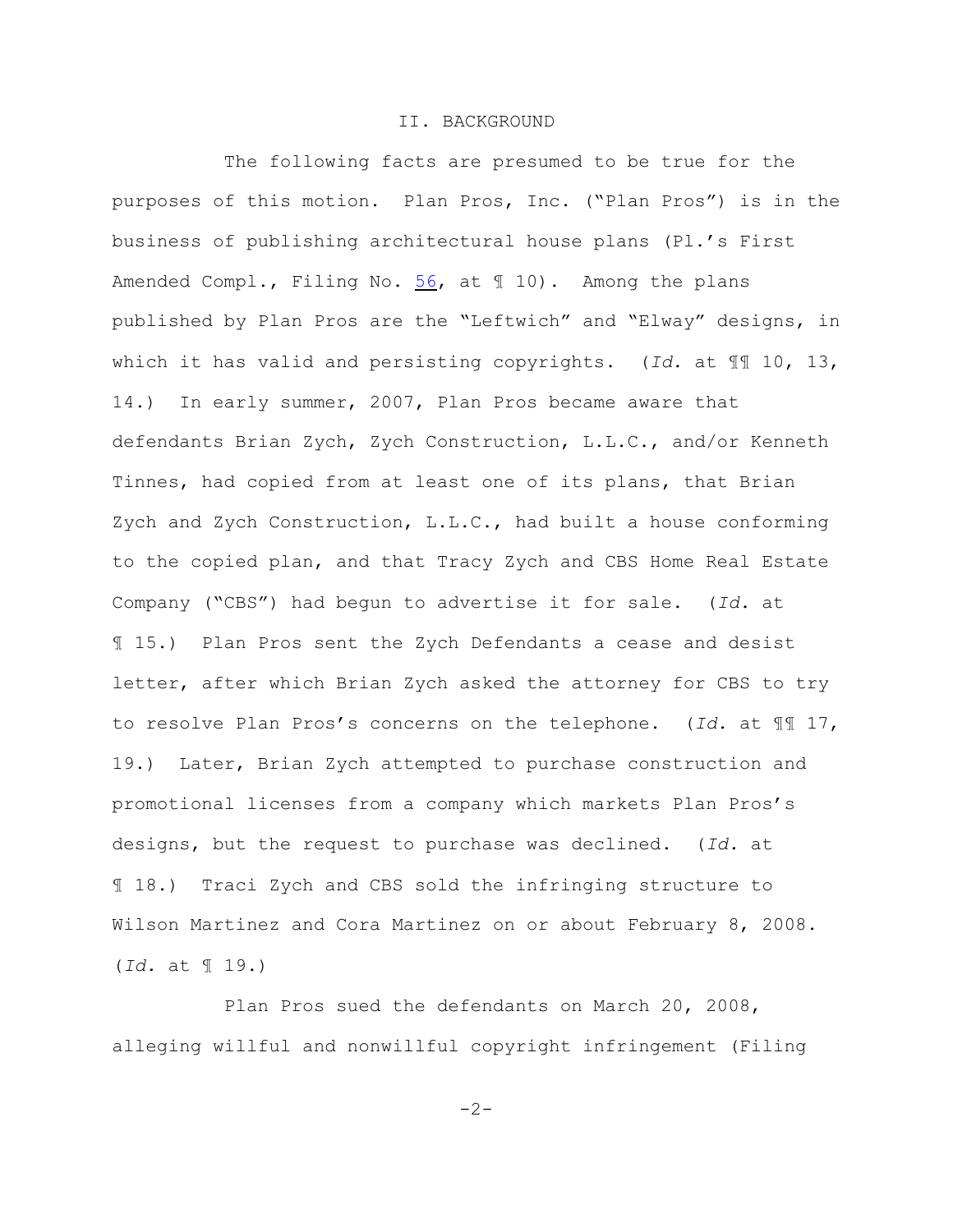## II. BACKGROUND

The following facts are presumed to be true for the purposes of this motion. Plan Pros, Inc. ("Plan Pros") is in the business of publishing architectural house plans (Pl.'s First Amended Compl., Filing No. 56, at ¶ 10). Among the plans published by Plan Pros are the "Leftwich" and "Elway" designs, in which it has valid and persisting copyrights. (*Id.* at ¶¶ 10, 13, 14.) In early summer, 2007, Plan Pros became aware that defendants Brian Zych, Zych Construction, L.L.C., and/or Kenneth Tinnes, had copied from at least one of its plans, that Brian Zych and Zych Construction, L.L.C., had built a house conforming to the copied plan, and that Tracy Zych and CBS Home Real Estate Company ("CBS") had begun to advertise it for sale. (*Id.* at ¶ 15.) Plan Pros sent the Zych Defendants a cease and desist letter, after which Brian Zych asked the attorney for CBS to try to resolve Plan Pros's concerns on the telephone. (*Id.* at ¶¶ 17, 19.) Later, Brian Zych attempted to purchase construction and promotional licenses from a company which markets Plan Pros's designs, but the request to purchase was declined. (*Id.* at ¶ 18.) Traci Zych and CBS sold the infringing structure to Wilson Martinez and Cora Martinez on or about February 8, 2008. (*Id.* at ¶ 19.)

Plan Pros sued the defendants on March 20, 2008, alleging willful and nonwillful copyright infringement (Filing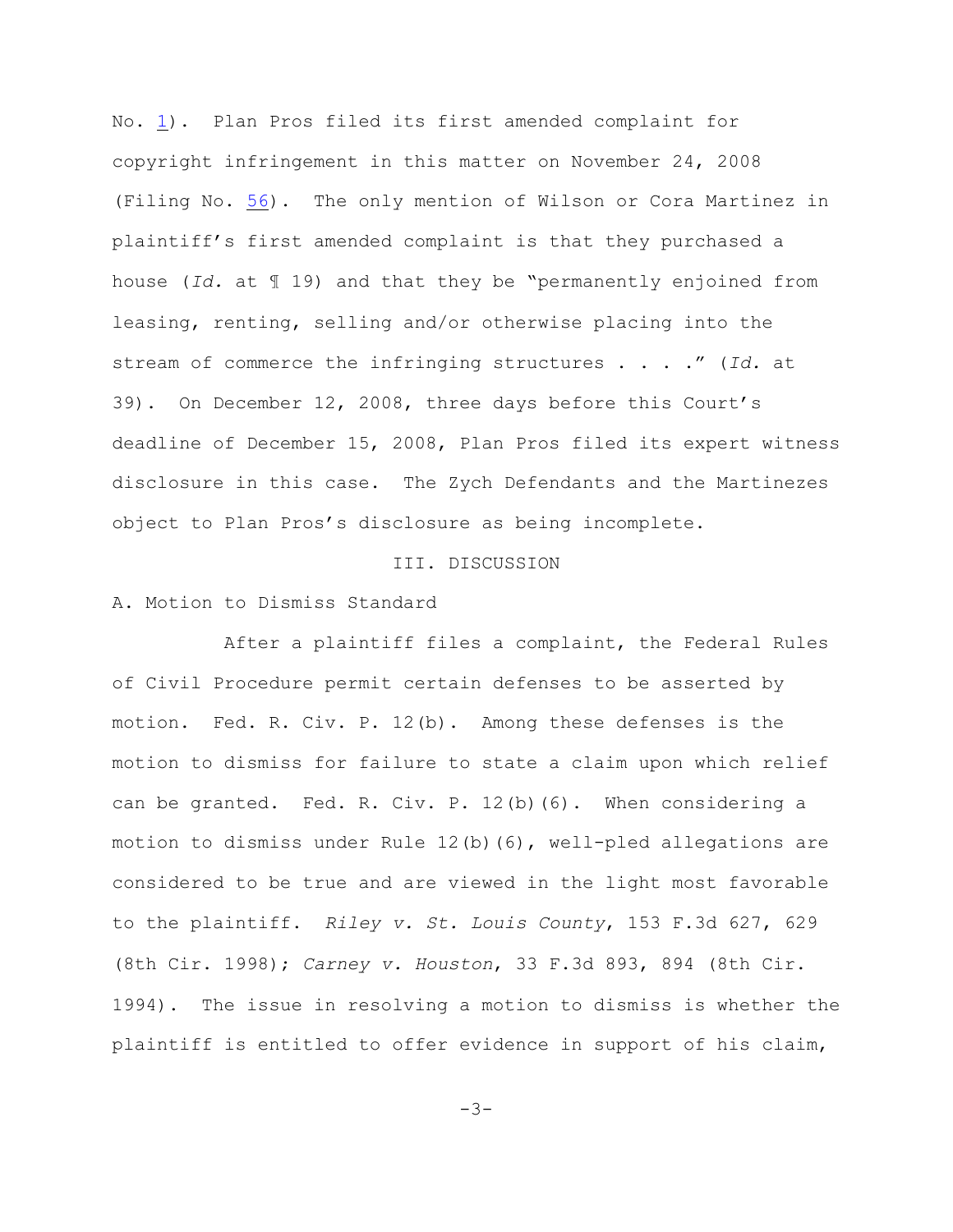No. 1). Plan Pros filed its first amended complaint for copyright infringement in this matter on November 24, 2008 (Filing No. 56). The only mention of Wilson or Cora Martinez in plaintiff's first amended complaint is that they purchased a house (*Id.* at ¶ 19) and that they be "permanently enjoined from leasing, renting, selling and/or otherwise placing into the stream of commerce the infringing structures . . . ." (*Id.* at 39). On December 12, 2008, three days before this Court's deadline of December 15, 2008, Plan Pros filed its expert witness disclosure in this case. The Zych Defendants and the Martinezes object to Plan Pros's disclosure as being incomplete.

## III. DISCUSSION

### A. Motion to Dismiss Standard

After a plaintiff files a complaint, the Federal Rules of Civil Procedure permit certain defenses to be asserted by motion. Fed. R. Civ. P. 12(b). Among these defenses is the motion to dismiss for failure to state a claim upon which relief can be granted. Fed. R. Civ. P. 12(b)(6). When considering a motion to dismiss under Rule 12(b)(6), well-pled allegations are considered to be true and are viewed in the light most favorable to the plaintiff. *Riley v. St. Louis County*, 153 F.3d 627, 629 (8th Cir. 1998); *Carney v. Houston*, 33 F.3d 893, 894 (8th Cir. 1994). The issue in resolving a motion to dismiss is whether the plaintiff is entitled to offer evidence in support of his claim,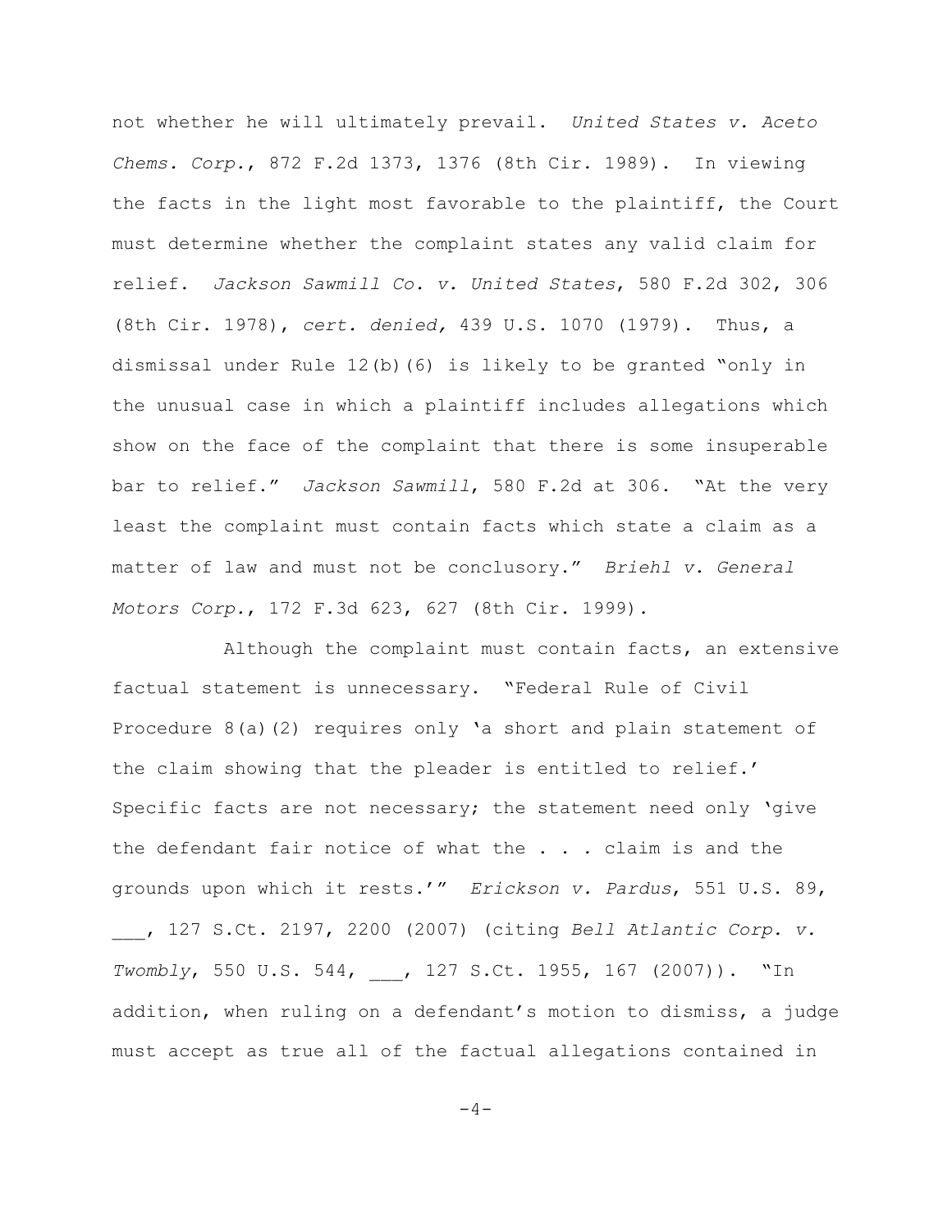not whether he will ultimately prevail. *United States v. Aceto Chems. Corp.*, 872 F.2d 1373, 1376 (8th Cir. 1989). In viewing the facts in the light most favorable to the plaintiff, the Court must determine whether the complaint states any valid claim for relief. *Jackson Sawmill Co. v. United States*, 580 F.2d 302, 306 (8th Cir. 1978), *cert. denied,* 439 U.S. 1070 (1979). Thus, a dismissal under Rule 12(b)(6) is likely to be granted "only in the unusual case in which a plaintiff includes allegations which show on the face of the complaint that there is some insuperable bar to relief." *Jackson Sawmill*, 580 F.2d at 306. "At the very least the complaint must contain facts which state a claim as a matter of law and must not be conclusory." *Briehl v. General Motors Corp.*, 172 F.3d 623, 627 (8th Cir. 1999).

Although the complaint must contain facts, an extensive factual statement is unnecessary. "Federal Rule of Civil Procedure 8(a)(2) requires only 'a short and plain statement of the claim showing that the pleader is entitled to relief.' Specific facts are not necessary; the statement need only 'give the defendant fair notice of what the . . . claim is and the grounds upon which it rests.'" *Erickson v. Pardus*, 551 U.S. 89, ___, 127 S.Ct. 2197, 2200 (2007) (citing *Bell Atlantic Corp. v. Twombly*, 550 U.S. 544, ___, 127 S.Ct. 1955, 167 (2007)). "In addition, when ruling on a defendant's motion to dismiss, a judge must accept as true all of the factual allegations contained in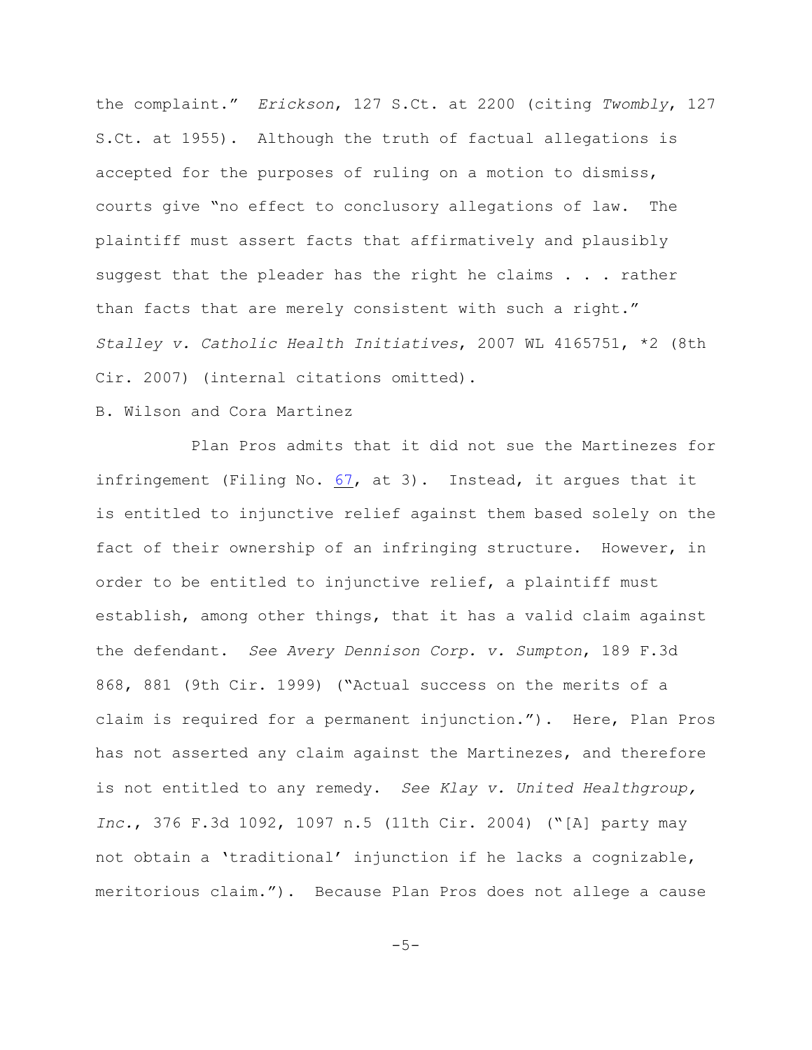the complaint." *Erickson*, 127 S.Ct. at 2200 (citing *Twombly*, 127 S.Ct. at 1955). Although the truth of factual allegations is accepted for the purposes of ruling on a motion to dismiss, courts give "no effect to conclusory allegations of law. The plaintiff must assert facts that affirmatively and plausibly suggest that the pleader has the right he claims . . . rather than facts that are merely consistent with such a right." *Stalley v. Catholic Health Initiatives*, 2007 WL 4165751, *2 (8th Cir. 2007) (internal citations omitted).

B. Wilson and Cora Martinez

Plan Pros admits that it did not sue the Martinezes for infringement (Filing No. 67, at 3). Instead, it argues that it is entitled to injunctive relief against them based solely on the fact of their ownership of an infringing structure. However, in order to be entitled to injunctive relief, a plaintiff must establish, among other things, that it has a valid claim against the defendant. *See Avery Dennison Corp. v. Sumpton*, 189 F.3d 868, 881 (9th Cir. 1999) ("Actual success on the merits of a claim is required for a permanent injunction."). Here, Plan Pros has not asserted any claim against the Martinezes, and therefore is not entitled to any remedy. *See Klay v. United Healthgroup, Inc.*, 376 F.3d 1092, 1097 n.5 (11th Cir. 2004) ("[A] party may not obtain a 'traditional' injunction if he lacks a cognizable, meritorious claim."). Because Plan Pros does not allege a cause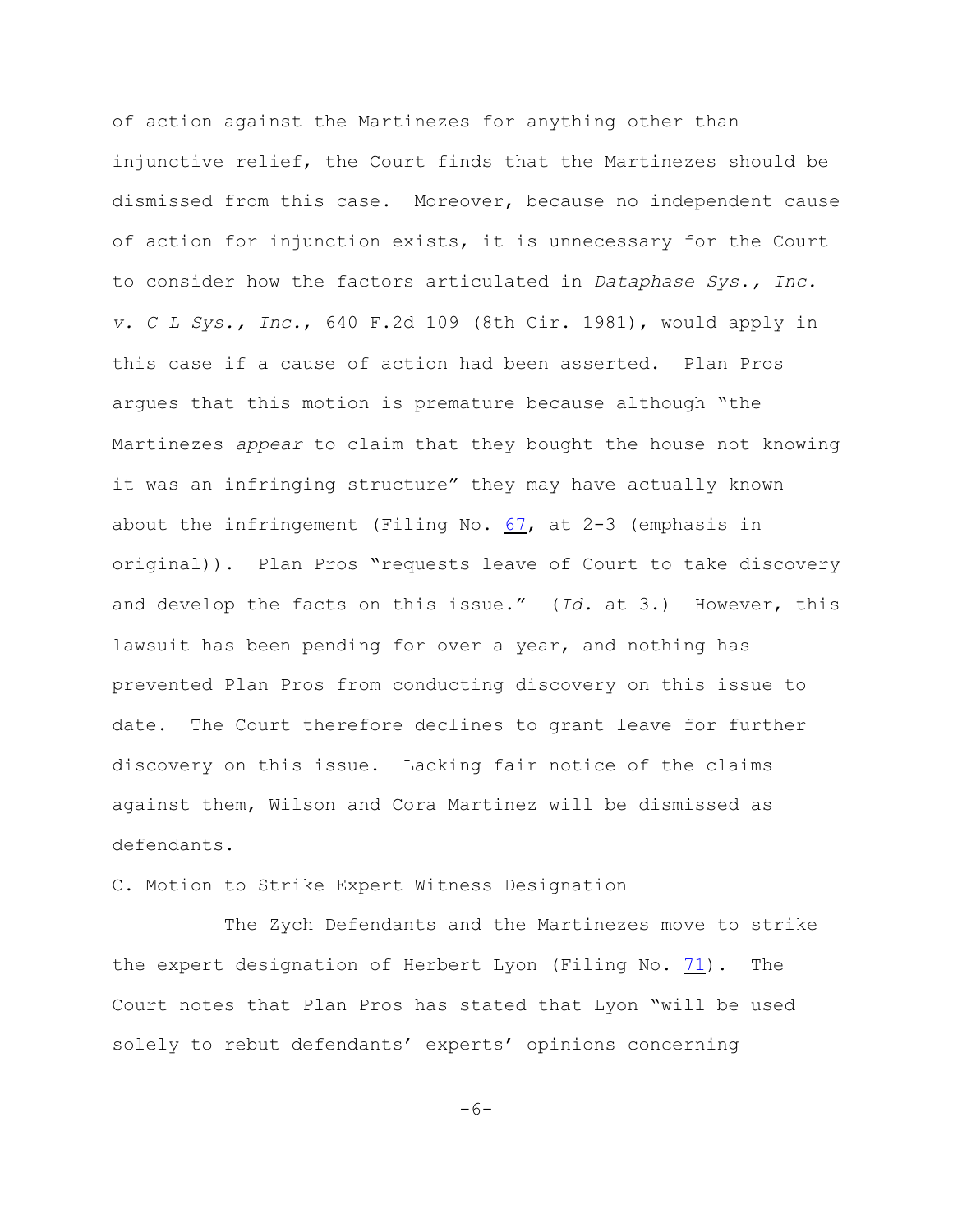of action against the Martinezes for anything other than injunctive relief, the Court finds that the Martinezes should be dismissed from this case. Moreover, because no independent cause of action for injunction exists, it is unnecessary for the Court to consider how the factors articulated in *Dataphase Sys., Inc. v. C L Sys., Inc.*, 640 F.2d 109 (8th Cir. 1981), would apply in this case if a cause of action had been asserted. Plan Pros argues that this motion is premature because although "the Martinezes *appear* to claim that they bought the house not knowing it was an infringing structure" they may have actually known about the infringement (Filing No. 67, at 2-3 (emphasis in original)). Plan Pros "requests leave of Court to take discovery and develop the facts on this issue." (*Id.* at 3.) However, this lawsuit has been pending for over a year, and nothing has prevented Plan Pros from conducting discovery on this issue to date. The Court therefore declines to grant leave for further discovery on this issue. Lacking fair notice of the claims against them, Wilson and Cora Martinez will be dismissed as defendants.

C. Motion to Strike Expert Witness Designation

The Zych Defendants and the Martinezes move to strike the expert designation of Herbert Lyon (Filing No. 71). The Court notes that Plan Pros has stated that Lyon "will be used solely to rebut defendants' experts' opinions concerning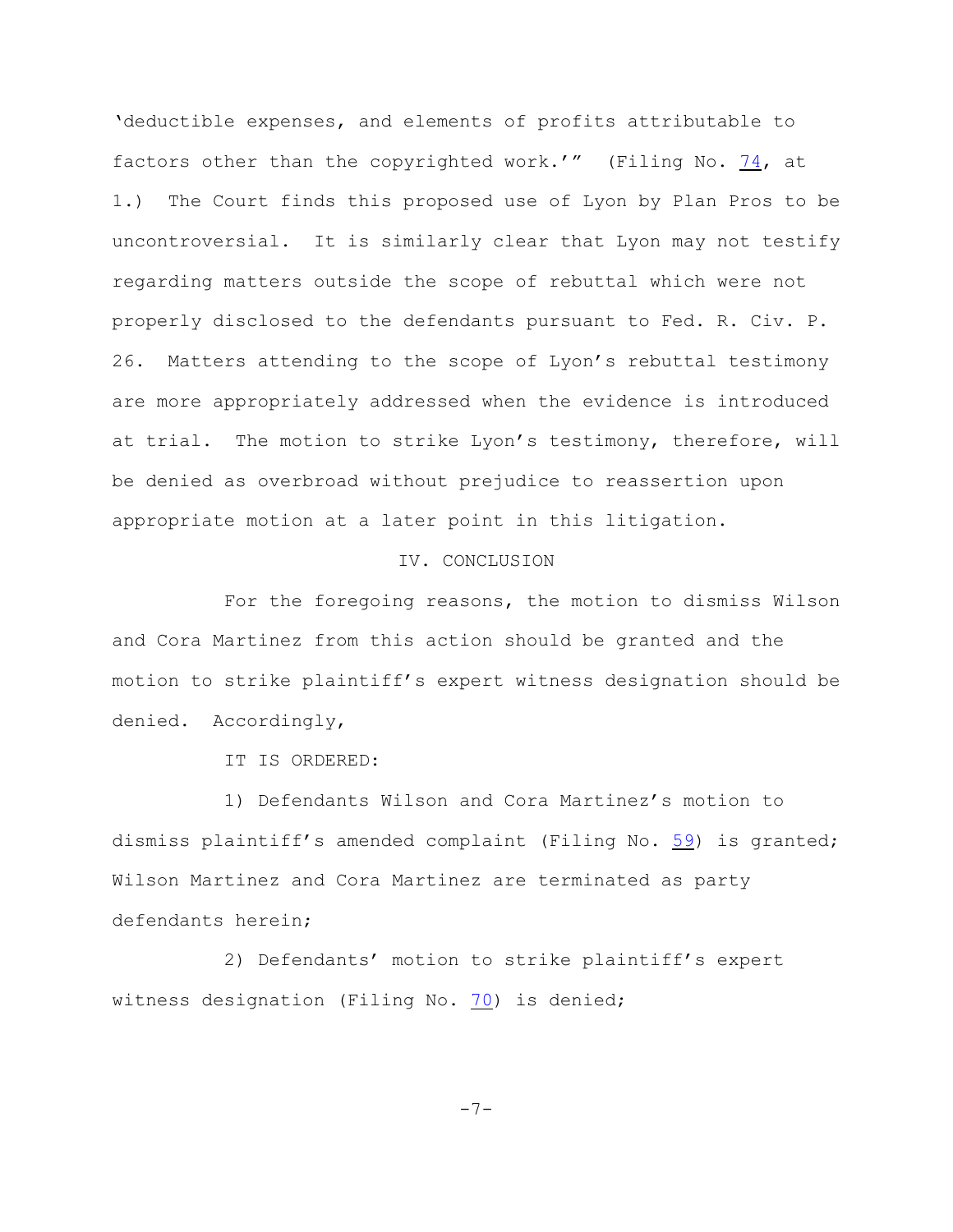'deductible expenses, and elements of profits attributable to factors other than the copyrighted work.'" (Filing No. 74, at 1.) The Court finds this proposed use of Lyon by Plan Pros to be uncontroversial. It is similarly clear that Lyon may not testify regarding matters outside the scope of rebuttal which were not properly disclosed to the defendants pursuant to Fed. R. Civ. P. 26. Matters attending to the scope of Lyon's rebuttal testimony are more appropriately addressed when the evidence is introduced at trial. The motion to strike Lyon's testimony, therefore, will be denied as overbroad without prejudice to reassertion upon appropriate motion at a later point in this litigation.

## IV. CONCLUSION

For the foregoing reasons, the motion to dismiss Wilson and Cora Martinez from this action should be granted and the motion to strike plaintiff's expert witness designation should be denied. Accordingly,

IT IS ORDERED:

1) Defendants Wilson and Cora Martinez's motion to dismiss plaintiff's amended complaint (Filing No. 59) is granted; Wilson Martinez and Cora Martinez are terminated as party defendants herein;

2) Defendants' motion to strike plaintiff's expert witness designation (Filing No. 70) is denied;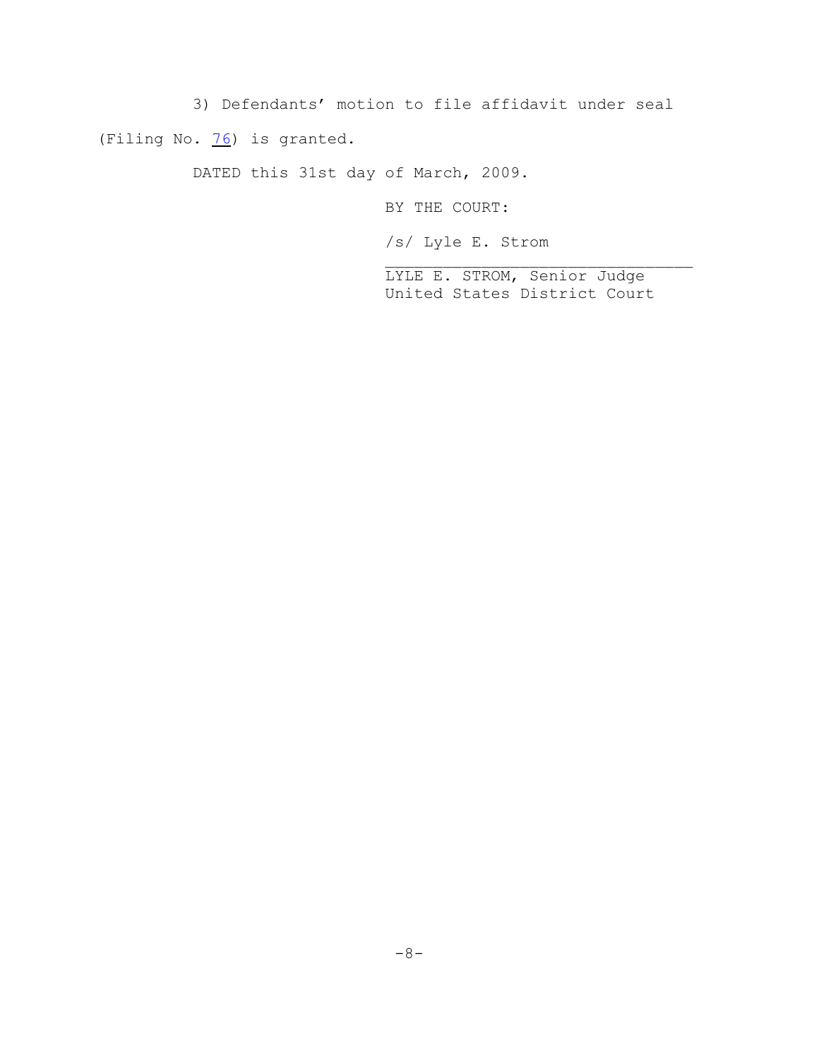3) Defendants' motion to file affidavit under seal (Filing No. 76) is granted.

DATED this 31st day of March, 2009.

BY THE COURT:

/s/ Lyle E. Strom

______________________________

LYLE E. STROM, Senior Judge
United States District Court